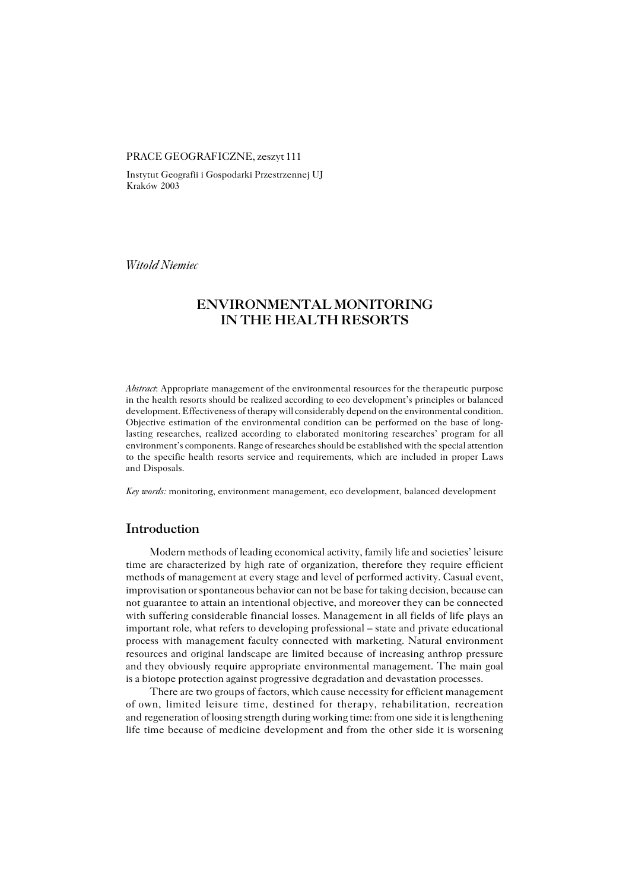PRACE GEOGRAFICZNE, zeszyt 111

Instytut Geografii i Gospodarki Przestrzennej UJ
Kraków 2003

*Witold Niemiec*

# ENVIRONMENTAL MONITORING IN THE HEALTH RESORTS

*Abstract*: Appropriate management of the environmental resources for the therapeutic purpose in the health resorts should be realized according to eco development's principles or balanced development. Effectiveness of therapy will considerably depend on the environmental condition. Objective estimation of the environmental condition can be performed on the base of long-lasting researches, realized according to elaborated monitoring researches' program for all environment's components. Range of researches should be established with the special attention to the specific health resorts service and requirements, which are included in proper Laws and Disposals.

*Key words:* monitoring, environment management, eco development, balanced development

## Introduction

Modern methods of leading economical activity, family life and societies' leisure time are characterized by high rate of organization, therefore they require efficient methods of management at every stage and level of performed activity. Casual event, improvisation or spontaneous behavior can not be base for taking decision, because can not guarantee to attain an intentional objective, and moreover they can be connected with suffering considerable financial losses. Management in all fields of life plays an important role, what refers to developing professional – state and private educational process with management faculty connected with marketing. Natural environment resources and original landscape are limited because of increasing anthrop pressure and they obviously require appropriate environmental management. The main goal is a biotope protection against progressive degradation and devastation processes.

There are two groups of factors, which cause necessity for efficient management of own, limited leisure time, destined for therapy, rehabilitation, recreation and regeneration of loosing strength during working time: from one side it is lengthening life time because of medicine development and from the other side it is worsening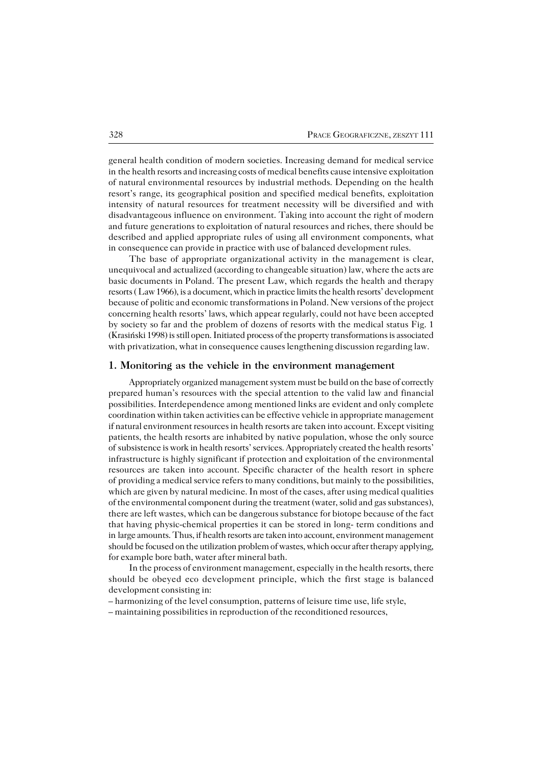general health condition of modern societies. Increasing demand for medical service in the health resorts and increasing costs of medical benefits cause intensive exploitation of natural environmental resources by industrial methods. Depending on the health resort's range, its geographical position and specified medical benefits, exploitation intensity of natural resources for treatment necessity will be diversified and with disadvantageous influence on environment. Taking into account the right of modern and future generations to exploitation of natural resources and riches, there should be described and applied appropriate rules of using all environment components, what in consequence can provide in practice with use of balanced development rules.

The base of appropriate organizational activity in the management is clear, unequivocal and actualized (according to changeable situation) law, where the acts are basic documents in Poland. The present Law, which regards the health and therapy resorts ( Law 1966), is a document, which in practice limits the health resorts' development because of politic and economic transformations in Poland. New versions of the project concerning health resorts' laws, which appear regularly, could not have been accepted by society so far and the problem of dozens of resorts with the medical status Fig. 1 (Krasiński 1998) is still open. Initiated process of the property transformations is associated with privatization, what in consequence causes lengthening discussion regarding law.

## 1. Monitoring as the vehicle in the environment management

Appropriately organized management system must be build on the base of correctly prepared human's resources with the special attention to the valid law and financial possibilities. Interdependence among mentioned links are evident and only complete coordination within taken activities can be effective vehicle in appropriate management if natural environment resources in health resorts are taken into account. Except visiting patients, the health resorts are inhabited by native population, whose the only source of subsistence is work in health resorts' services. Appropriately created the health resorts' infrastructure is highly significant if protection and exploitation of the environmental resources are taken into account. Specific character of the health resort in sphere of providing a medical service refers to many conditions, but mainly to the possibilities, which are given by natural medicine. In most of the cases, after using medical qualities of the environmental component during the treatment (water, solid and gas substances), there are left wastes, which can be dangerous substance for biotope because of the fact that having physic-chemical properties it can be stored in long- term conditions and in large amounts. Thus, if health resorts are taken into account, environment management should be focused on the utilization problem of wastes, which occur after therapy applying, for example bore bath, water after mineral bath.

In the process of environment management, especially in the health resorts, there should be obeyed eco development principle, which the first stage is balanced development consisting in:

– harmonizing of the level consumption, patterns of leisure time use, life style,
– maintaining possibilities in reproduction of the reconditioned resources,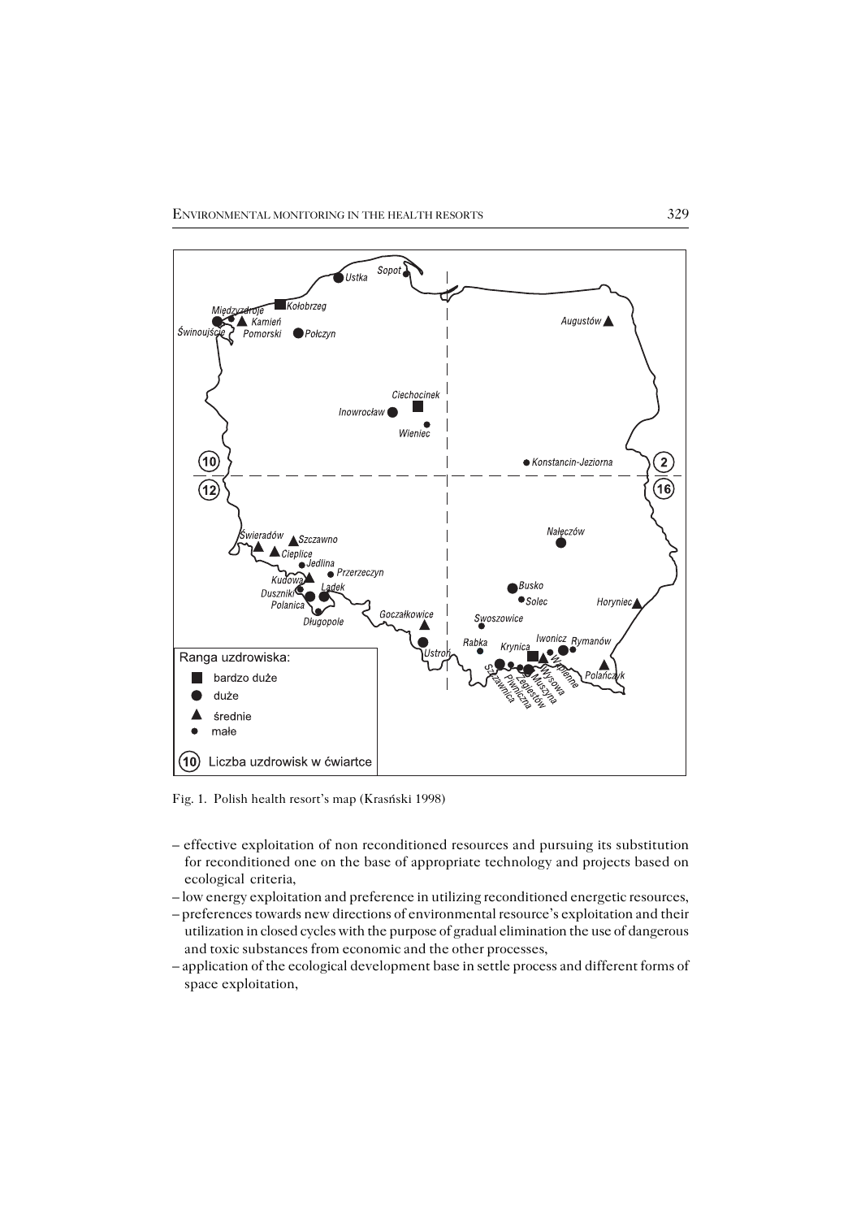Fig. 1. Polish health resort's map (Krasński 1998)

– effective exploitation of non reconditioned resources and pursuing its substitution for reconditioned one on the base of appropriate technology and projects based on ecological criteria,
– low energy exploitation and preference in utilizing reconditioned energetic resources,
– preferences towards new directions of environmental resource's exploitation and their utilization in closed cycles with the purpose of gradual elimination the use of dangerous and toxic substances from economic and the other processes,
– application of the ecological development base in settle process and different forms of space exploitation,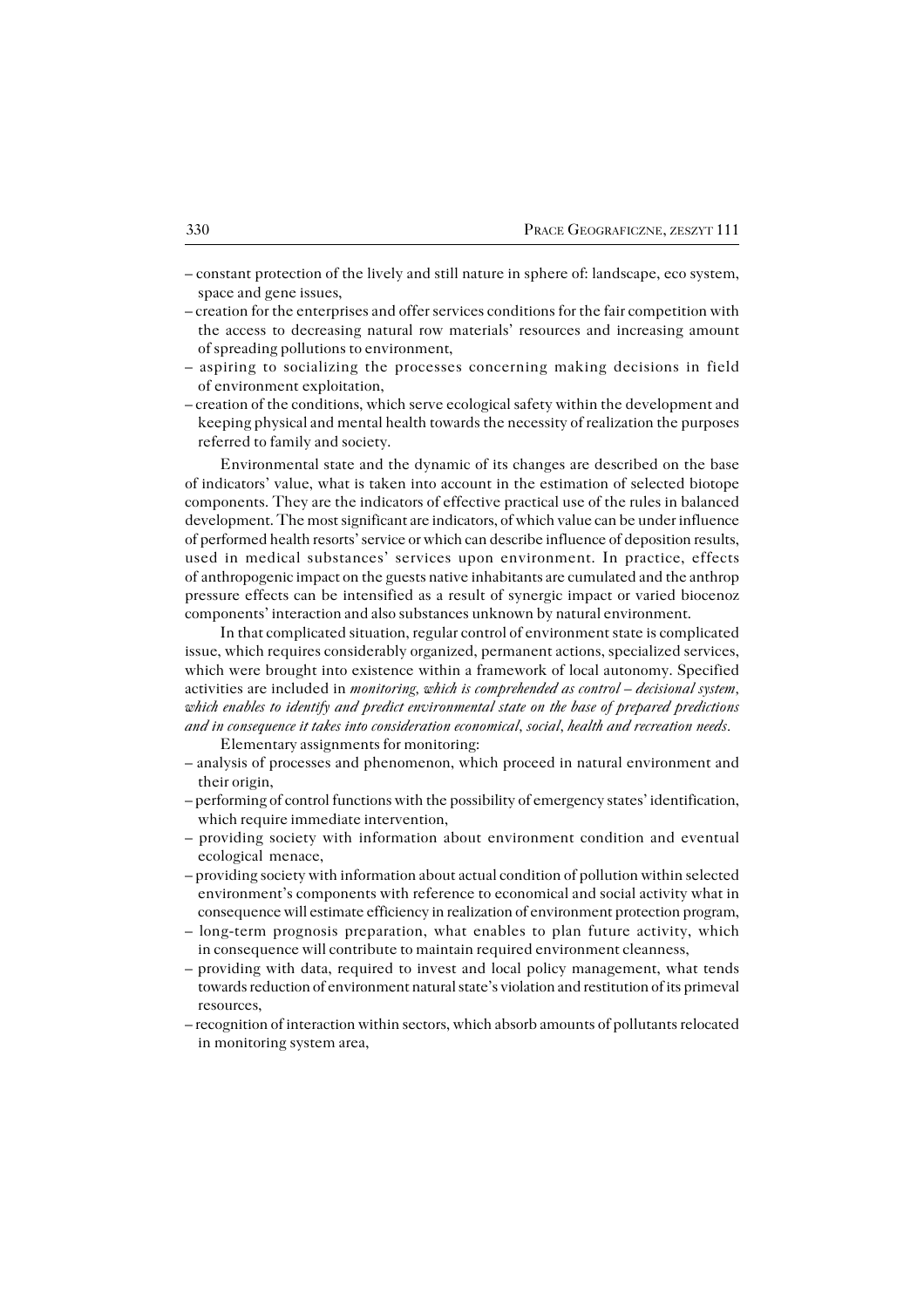- constant protection of the lively and still nature in sphere of: landscape, eco system, space and gene issues,
- creation for the enterprises and offer services conditions for the fair competition with the access to decreasing natural row materials' resources and increasing amount of spreading pollutions to environment,
- aspiring to socializing the processes concerning making decisions in field of environment exploitation,
- creation of the conditions, which serve ecological safety within the development and keeping physical and mental health towards the necessity of realization the purposes referred to family and society.

Environmental state and the dynamic of its changes are described on the base of indicators' value, what is taken into account in the estimation of selected biotope components. They are the indicators of effective practical use of the rules in balanced development. The most significant are indicators, of which value can be under influence of performed health resorts' service or which can describe influence of deposition results, used in medical substances' services upon environment. In practice, effects of anthropogenic impact on the guests native inhabitants are cumulated and the anthrop pressure effects can be intensified as a result of synergic impact or varied biocenoz components' interaction and also substances unknown by natural environment.

In that complicated situation, regular control of environment state is complicated issue, which requires considerably organized, permanent actions, specialized services, which were brought into existence within a framework of local autonomy. Specified activities are included in *monitoring, which is comprehended as control – decisional system, which enables to identify and predict environmental state on the base of prepared predictions and in consequence it takes into consideration economical, social, health and recreation needs*.

Elementary assignments for monitoring:

- analysis of processes and phenomenon, which proceed in natural environment and their origin,
- performing of control functions with the possibility of emergency states' identification, which require immediate intervention,
- providing society with information about environment condition and eventual ecological menace,
- providing society with information about actual condition of pollution within selected environment's components with reference to economical and social activity what in consequence will estimate efficiency in realization of environment protection program,
- long-term prognosis preparation, what enables to plan future activity, which in consequence will contribute to maintain required environment cleanness,
- providing with data, required to invest and local policy management, what tends towards reduction of environment natural state's violation and restitution of its primeval resources,
- recognition of interaction within sectors, which absorb amounts of pollutants relocated in monitoring system area,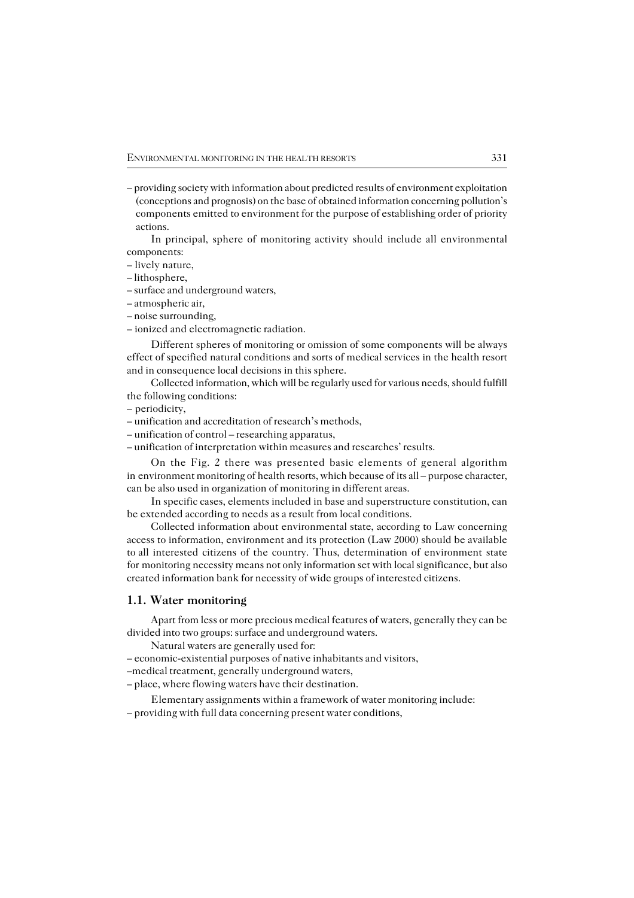– providing society with information about predicted results of environment exploitation (conceptions and prognosis) on the base of obtained information concerning pollution's components emitted to environment for the purpose of establishing order of priority actions.

In principal, sphere of monitoring activity should include all environmental components:
– lively nature,
– lithosphere,
– surface and underground waters,
– atmospheric air,
– noise surrounding,
– ionized and electromagnetic radiation.

Different spheres of monitoring or omission of some components will be always effect of specified natural conditions and sorts of medical services in the health resort and in consequence local decisions in this sphere.

Collected information, which will be regularly used for various needs, should fulfill the following conditions:
– periodicity,
– unification and accreditation of research's methods,
– unification of control – researching apparatus,
– unification of interpretation within measures and researches' results.

On the Fig. 2 there was presented basic elements of general algorithm in environment monitoring of health resorts, which because of its all – purpose character, can be also used in organization of monitoring in different areas.

In specific cases, elements included in base and superstructure constitution, can be extended according to needs as a result from local conditions.

Collected information about environmental state, according to Law concerning access to information, environment and its protection (Law 2000) should be available to all interested citizens of the country. Thus, determination of environment state for monitoring necessity means not only information set with local significance, but also created information bank for necessity of wide groups of interested citizens.

## 1.1. Water monitoring

Apart from less or more precious medical features of waters, generally they can be divided into two groups: surface and underground waters.

Natural waters are generally used for:
– economic-existential purposes of native inhabitants and visitors,
–medical treatment, generally underground waters,
– place, where flowing waters have their destination.

Elementary assignments within a framework of water monitoring include:
– providing with full data concerning present water conditions,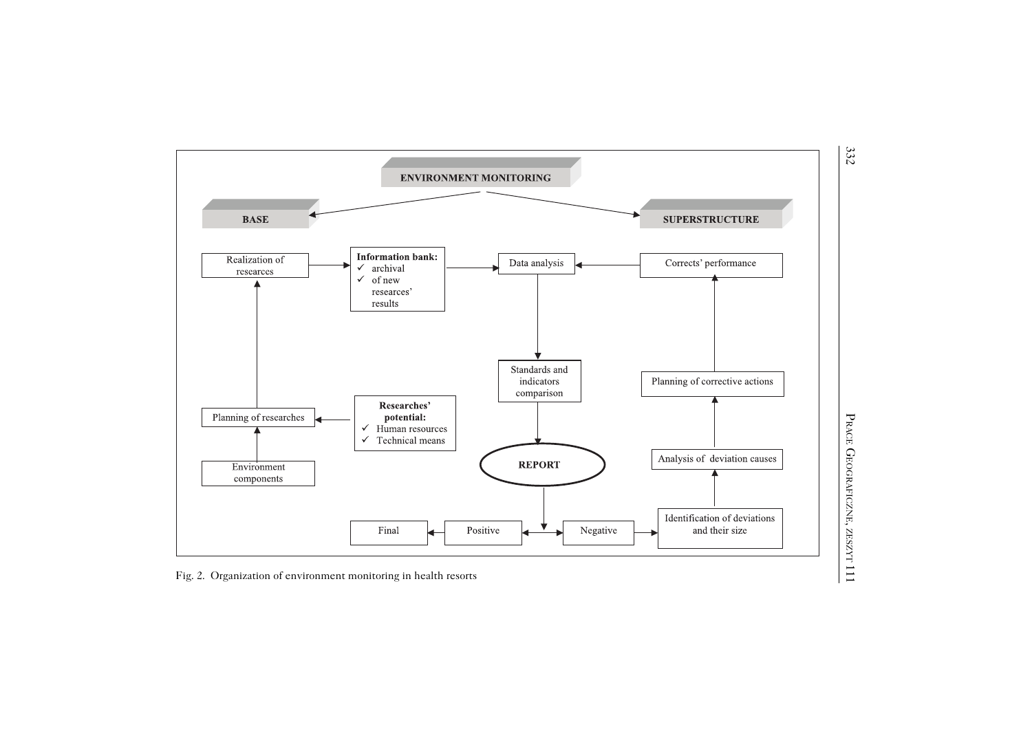**ENVIRONMENT MONITORING**

**BASE**

- Environment components
- Planning of researches
- **Researches' potential:**
  - ✓ Human resources
  - ✓ Technical means
- Realization of researces
- **Information bank:**
  - ✓ archival
  - ✓ of new researces' results

**SUPERSTRUCTURE**

- Data analysis
- Standards and indicators comparison
- **REPORT**
- Positive
- Final
- Negative
- Identification of deviations and their size
- Analysis of deviation causes
- Planning of corrective actions
- Corrects' performance

Fig. 2. Organization of environment monitoring in health resorts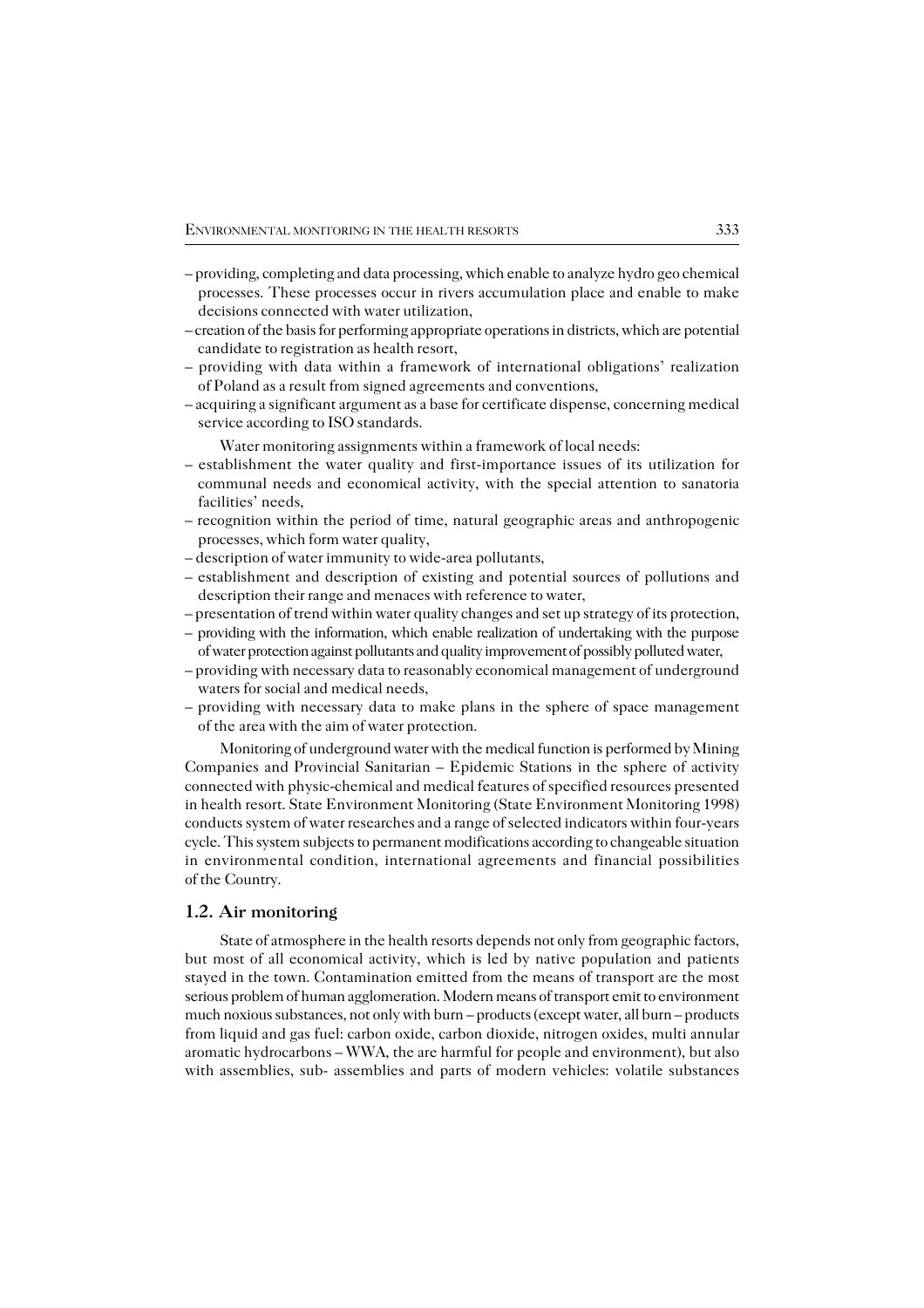– providing, completing and data processing, which enable to analyze hydro geo chemical processes. These processes occur in rivers accumulation place and enable to make decisions connected with water utilization,
– creation of the basis for performing appropriate operations in districts, which are potential candidate to registration as health resort,
– providing with data within a framework of international obligations' realization of Poland as a result from signed agreements and conventions,
– acquiring a significant argument as a base for certificate dispense, concerning medical service according to ISO standards.

Water monitoring assignments within a framework of local needs:
– establishment the water quality and first-importance issues of its utilization for communal needs and economical activity, with the special attention to sanatoria facilities' needs,
– recognition within the period of time, natural geographic areas and anthropogenic processes, which form water quality,
– description of water immunity to wide-area pollutants,
– establishment and description of existing and potential sources of pollutions and description their range and menaces with reference to water,
– presentation of trend within water quality changes and set up strategy of its protection,
– providing with the information, which enable realization of undertaking with the purpose of water protection against pollutants and quality improvement of possibly polluted water,
– providing with necessary data to reasonably economical management of underground waters for social and medical needs,
– providing with necessary data to make plans in the sphere of space management of the area with the aim of water protection.

Monitoring of underground water with the medical function is performed by Mining Companies and Provincial Sanitarian – Epidemic Stations in the sphere of activity connected with physic-chemical and medical features of specified resources presented in health resort. State Environment Monitoring (State Environment Monitoring 1998) conducts system of water researches and a range of selected indicators within four-years cycle. This system subjects to permanent modifications according to changeable situation in environmental condition, international agreements and financial possibilities of the Country.

## 1.2. Air monitoring

State of atmosphere in the health resorts depends not only from geographic factors, but most of all economical activity, which is led by native population and patients stayed in the town. Contamination emitted from the means of transport are the most serious problem of human agglomeration. Modern means of transport emit to environment much noxious substances, not only with burn – products (except water, all burn – products from liquid and gas fuel: carbon oxide, carbon dioxide, nitrogen oxides, multi annular aromatic hydrocarbons – WWA, the are harmful for people and environment), but also with assemblies, sub- assemblies and parts of modern vehicles: volatile substances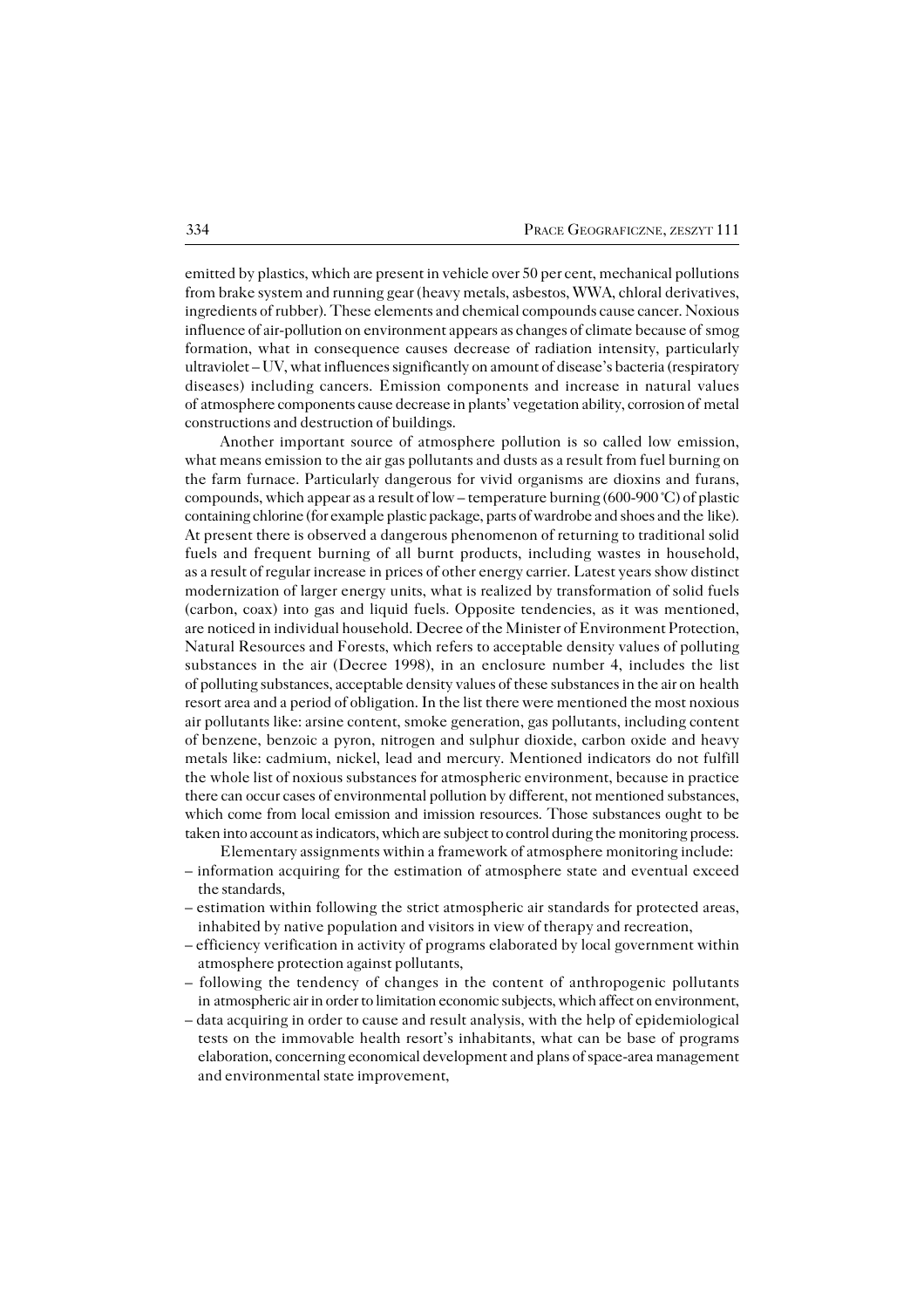emitted by plastics, which are present in vehicle over 50 per cent, mechanical pollutions from brake system and running gear (heavy metals, asbestos, WWA, chloral derivatives, ingredients of rubber). These elements and chemical compounds cause cancer. Noxious influence of air-pollution on environment appears as changes of climate because of smog formation, what in consequence causes decrease of radiation intensity, particularly ultraviolet – UV, what influences significantly on amount of disease's bacteria (respiratory diseases) including cancers. Emission components and increase in natural values of atmosphere components cause decrease in plants' vegetation ability, corrosion of metal constructions and destruction of buildings.

Another important source of atmosphere pollution is so called low emission, what means emission to the air gas pollutants and dusts as a result from fuel burning on the farm furnace. Particularly dangerous for vivid organisms are dioxins and furans, compounds, which appear as a result of low – temperature burning (600-900°C) of plastic containing chlorine (for example plastic package, parts of wardrobe and shoes and the like). At present there is observed a dangerous phenomenon of returning to traditional solid fuels and frequent burning of all burnt products, including wastes in household, as a result of regular increase in prices of other energy carrier. Latest years show distinct modernization of larger energy units, what is realized by transformation of solid fuels (carbon, coax) into gas and liquid fuels. Opposite tendencies, as it was mentioned, are noticed in individual household. Decree of the Minister of Environment Protection, Natural Resources and Forests, which refers to acceptable density values of polluting substances in the air (Decree 1998), in an enclosure number 4, includes the list of polluting substances, acceptable density values of these substances in the air on health resort area and a period of obligation. In the list there were mentioned the most noxious air pollutants like: arsine content, smoke generation, gas pollutants, including content of benzene, benzoic a pyron, nitrogen and sulphur dioxide, carbon oxide and heavy metals like: cadmium, nickel, lead and mercury. Mentioned indicators do not fulfill the whole list of noxious substances for atmospheric environment, because in practice there can occur cases of environmental pollution by different, not mentioned substances, which come from local emission and imission resources. Those substances ought to be taken into account as indicators, which are subject to control during the monitoring process.

Elementary assignments within a framework of atmosphere monitoring include:

- information acquiring for the estimation of atmosphere state and eventual exceed the standards,
- estimation within following the strict atmospheric air standards for protected areas, inhabited by native population and visitors in view of therapy and recreation,
- efficiency verification in activity of programs elaborated by local government within atmosphere protection against pollutants,
- following the tendency of changes in the content of anthropogenic pollutants in atmospheric air in order to limitation economic subjects, which affect on environment,
- data acquiring in order to cause and result analysis, with the help of epidemiological tests on the immovable health resort's inhabitants, what can be base of programs elaboration, concerning economical development and plans of space-area management and environmental state improvement,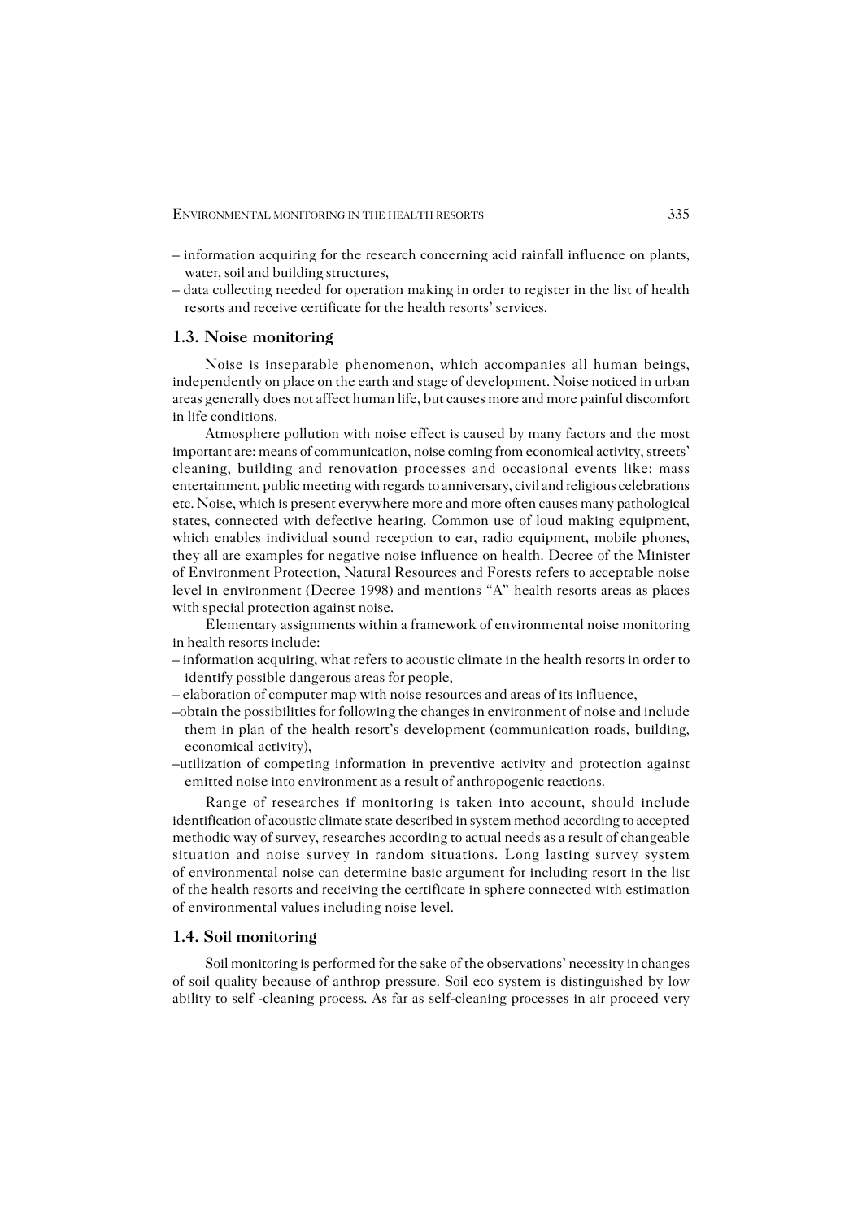– information acquiring for the research concerning acid rainfall influence on plants, water, soil and building structures,
– data collecting needed for operation making in order to register in the list of health resorts and receive certificate for the health resorts' services.

### 1.3. Noise monitoring

Noise is inseparable phenomenon, which accompanies all human beings, independently on place on the earth and stage of development. Noise noticed in urban areas generally does not affect human life, but causes more and more painful discomfort in life conditions.

Atmosphere pollution with noise effect is caused by many factors and the most important are: means of communication, noise coming from economical activity, streets' cleaning, building and renovation processes and occasional events like: mass entertainment, public meeting with regards to anniversary, civil and religious celebrations etc. Noise, which is present everywhere more and more often causes many pathological states, connected with defective hearing. Common use of loud making equipment, which enables individual sound reception to ear, radio equipment, mobile phones, they all are examples for negative noise influence on health. Decree of the Minister of Environment Protection, Natural Resources and Forests refers to acceptable noise level in environment (Decree 1998) and mentions "A" health resorts areas as places with special protection against noise.

Elementary assignments within a framework of environmental noise monitoring in health resorts include:

– information acquiring, what refers to acoustic climate in the health resorts in order to identify possible dangerous areas for people,
– elaboration of computer map with noise resources and areas of its influence,
–obtain the possibilities for following the changes in environment of noise and include them in plan of the health resort's development (communication roads, building, economical activity),
–utilization of competing information in preventive activity and protection against emitted noise into environment as a result of anthropogenic reactions.

Range of researches if monitoring is taken into account, should include identification of acoustic climate state described in system method according to accepted methodic way of survey, researches according to actual needs as a result of changeable situation and noise survey in random situations. Long lasting survey system of environmental noise can determine basic argument for including resort in the list of the health resorts and receiving the certificate in sphere connected with estimation of environmental values including noise level.

### 1.4. Soil monitoring

Soil monitoring is performed for the sake of the observations' necessity in changes of soil quality because of anthrop pressure. Soil eco system is distinguished by low ability to self -cleaning process. As far as self-cleaning processes in air proceed very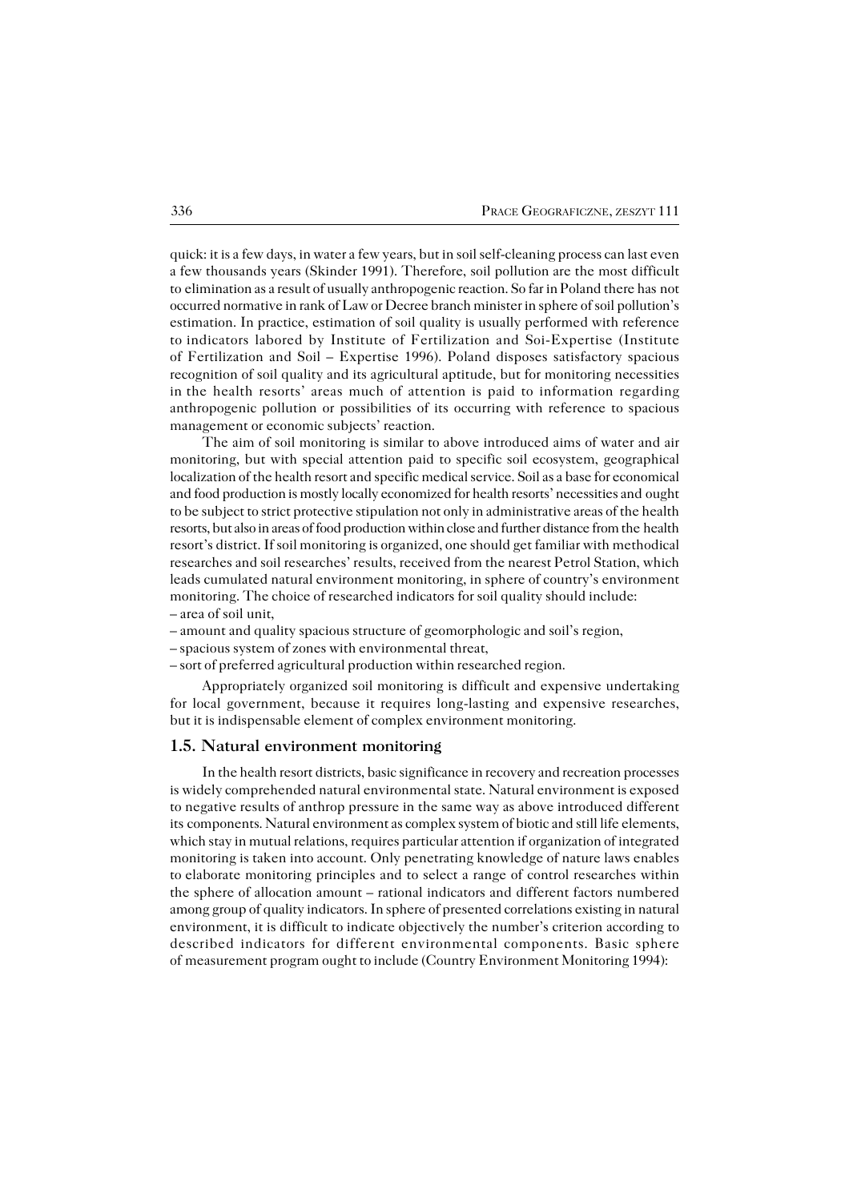quick: it is a few days, in water a few years, but in soil self-cleaning process can last even a few thousands years (Skinder 1991). Therefore, soil pollution are the most difficult to elimination as a result of usually anthropogenic reaction. So far in Poland there has not occurred normative in rank of Law or Decree branch minister in sphere of soil pollution's estimation. In practice, estimation of soil quality is usually performed with reference to indicators labored by Institute of Fertilization and Soi-Expertise (Institute of Fertilization and Soil – Expertise 1996). Poland disposes satisfactory spacious recognition of soil quality and its agricultural aptitude, but for monitoring necessities in the health resorts' areas much of attention is paid to information regarding anthropogenic pollution or possibilities of its occurring with reference to spacious management or economic subjects' reaction.

The aim of soil monitoring is similar to above introduced aims of water and air monitoring, but with special attention paid to specific soil ecosystem, geographical localization of the health resort and specific medical service. Soil as a base for economical and food production is mostly locally economized for health resorts' necessities and ought to be subject to strict protective stipulation not only in administrative areas of the health resorts, but also in areas of food production within close and further distance from the health resort's district. If soil monitoring is organized, one should get familiar with methodical researches and soil researches' results, received from the nearest Petrol Station, which leads cumulated natural environment monitoring, in sphere of country's environment monitoring. The choice of researched indicators for soil quality should include:

– area of soil unit,
– amount and quality spacious structure of geomorphologic and soil's region,
– spacious system of zones with environmental threat,
– sort of preferred agricultural production within researched region.

Appropriately organized soil monitoring is difficult and expensive undertaking for local government, because it requires long-lasting and expensive researches, but it is indispensable element of complex environment monitoring.

### 1.5. Natural environment monitoring

In the health resort districts, basic significance in recovery and recreation processes is widely comprehended natural environmental state. Natural environment is exposed to negative results of anthrop pressure in the same way as above introduced different its components. Natural environment as complex system of biotic and still life elements, which stay in mutual relations, requires particular attention if organization of integrated monitoring is taken into account. Only penetrating knowledge of nature laws enables to elaborate monitoring principles and to select a range of control researches within the sphere of allocation amount – rational indicators and different factors numbered among group of quality indicators. In sphere of presented correlations existing in natural environment, it is difficult to indicate objectively the number's criterion according to described indicators for different environmental components. Basic sphere of measurement program ought to include (Country Environment Monitoring 1994):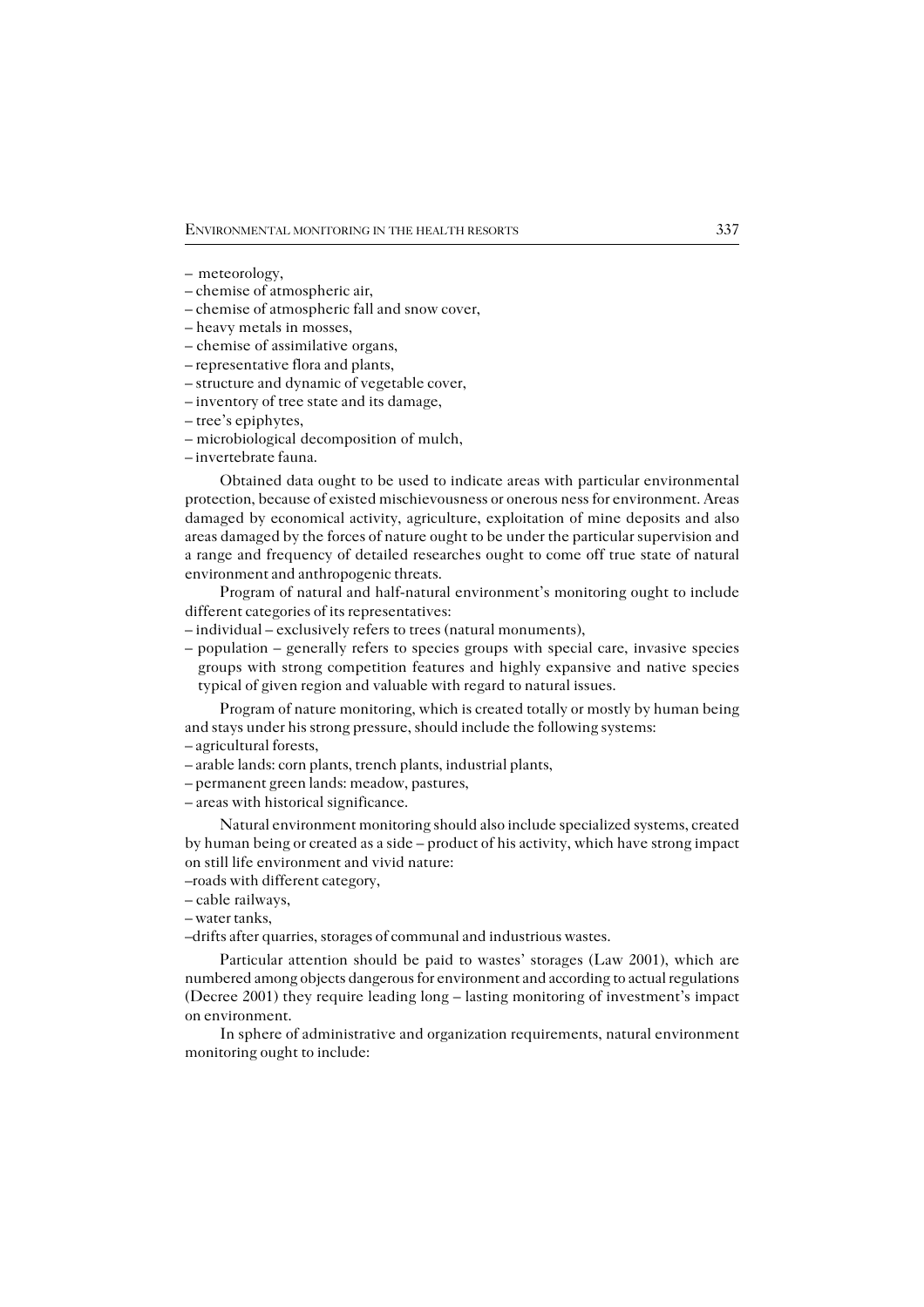– meteorology,
– chemise of atmospheric air,
– chemise of atmospheric fall and snow cover,
– heavy metals in mosses,
– chemise of assimilative organs,
– representative flora and plants,
– structure and dynamic of vegetable cover,
– inventory of tree state and its damage,
– tree's epiphytes,
– microbiological decomposition of mulch,
– invertebrate fauna.

Obtained data ought to be used to indicate areas with particular environmental protection, because of existed mischievousness or onerous ness for environment. Areas damaged by economical activity, agriculture, exploitation of mine deposits and also areas damaged by the forces of nature ought to be under the particular supervision and a range and frequency of detailed researches ought to come off true state of natural environment and anthropogenic threats.

Program of natural and half-natural environment's monitoring ought to include different categories of its representatives:

– individual – exclusively refers to trees (natural monuments),
– population – generally refers to species groups with special care, invasive species groups with strong competition features and highly expansive and native species typical of given region and valuable with regard to natural issues.

Program of nature monitoring, which is created totally or mostly by human being and stays under his strong pressure, should include the following systems:

– agricultural forests,
– arable lands: corn plants, trench plants, industrial plants,
– permanent green lands: meadow, pastures,
– areas with historical significance.

Natural environment monitoring should also include specialized systems, created by human being or created as a side – product of his activity, which have strong impact on still life environment and vivid nature:

–roads with different category,
– cable railways,
– water tanks,
–drifts after quarries, storages of communal and industrious wastes.

Particular attention should be paid to wastes' storages (Law 2001), which are numbered among objects dangerous for environment and according to actual regulations (Decree 2001) they require leading long – lasting monitoring of investment's impact on environment.

In sphere of administrative and organization requirements, natural environment monitoring ought to include: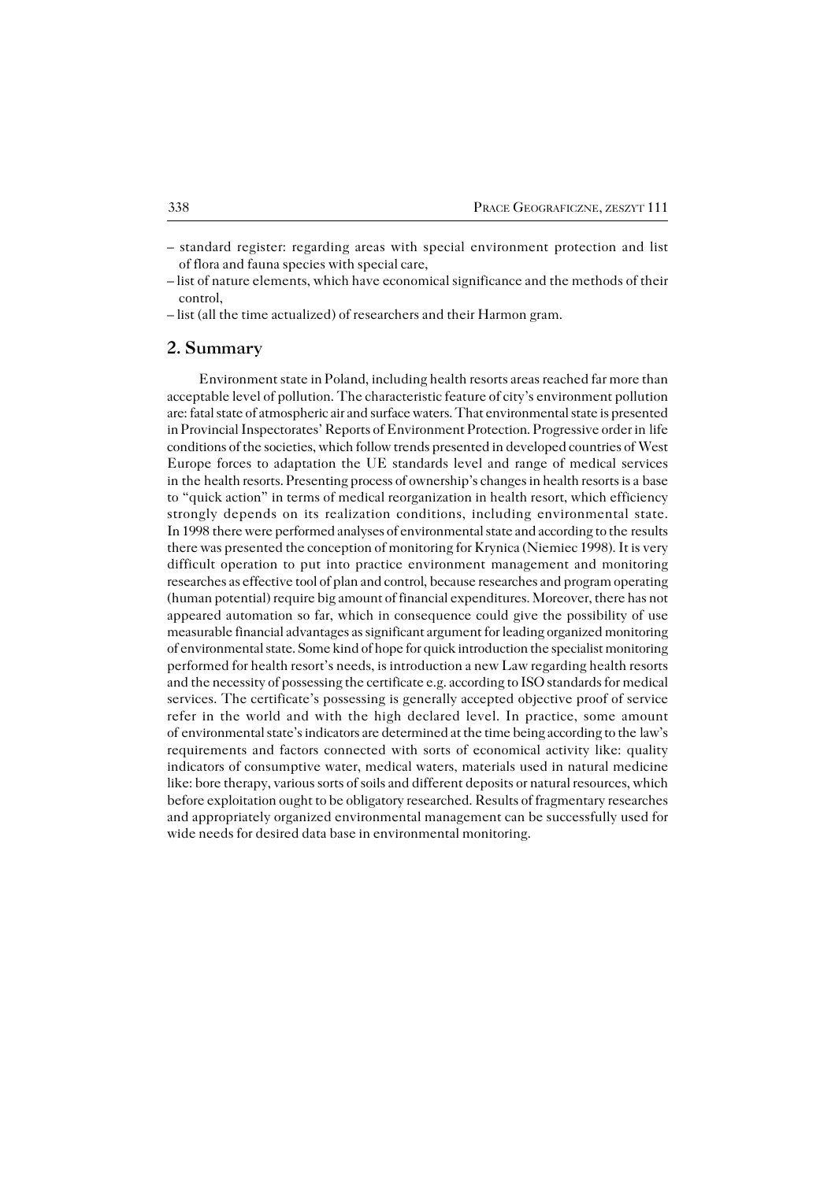– standard register: regarding areas with special environment protection and list of flora and fauna species with special care,
– list of nature elements, which have economical significance and the methods of their control,
– list (all the time actualized) of researchers and their Harmon gram.

## 2. Summary

Environment state in Poland, including health resorts areas reached far more than acceptable level of pollution. The characteristic feature of city's environment pollution are: fatal state of atmospheric air and surface waters. That environmental state is presented in Provincial Inspectorates' Reports of Environment Protection. Progressive order in life conditions of the societies, which follow trends presented in developed countries of West Europe forces to adaptation the UE standards level and range of medical services in the health resorts. Presenting process of ownership's changes in health resorts is a base to "quick action" in terms of medical reorganization in health resort, which efficiency strongly depends on its realization conditions, including environmental state. In 1998 there were performed analyses of environmental state and according to the results there was presented the conception of monitoring for Krynica (Niemiec 1998). It is very difficult operation to put into practice environment management and monitoring researches as effective tool of plan and control, because researches and program operating (human potential) require big amount of financial expenditures. Moreover, there has not appeared automation so far, which in consequence could give the possibility of use measurable financial advantages as significant argument for leading organized monitoring of environmental state. Some kind of hope for quick introduction the specialist monitoring performed for health resort's needs, is introduction a new Law regarding health resorts and the necessity of possessing the certificate e.g. according to ISO standards for medical services. The certificate's possessing is generally accepted objective proof of service refer in the world and with the high declared level. In practice, some amount of environmental state's indicators are determined at the time being according to the law's requirements and factors connected with sorts of economical activity like: quality indicators of consumptive water, medical waters, materials used in natural medicine like: bore therapy, various sorts of soils and different deposits or natural resources, which before exploitation ought to be obligatory researched. Results of fragmentary researches and appropriately organized environmental management can be successfully used for wide needs for desired data base in environmental monitoring.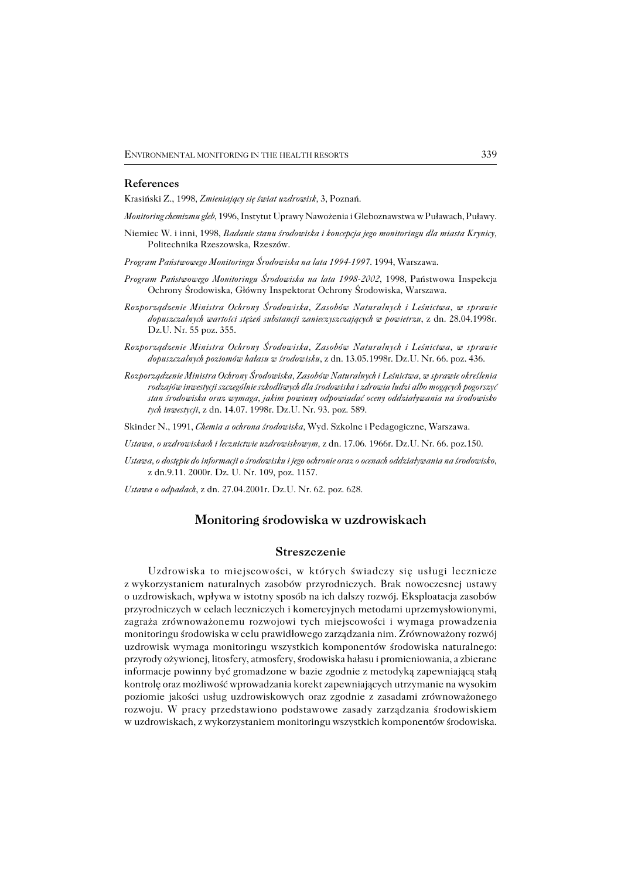## References

Krasiński Z., 1998, *Zmieniający się świat uzdrowisk,* 3, Poznań.

*Monitoring chemizmu gleb*, 1996, Instytut Uprawy Nawożenia i Gleboznawstwa w Puławach, Puławy.

Niemiec W. i inni, 1998, *Badanie stanu środowiska i koncepcja jego monitoringu dla miasta Krynicy*, Politechnika Rzeszowska, Rzeszów.

*Program Państwowego Monitoringu Środowiska na lata 1994-1997*. 1994, Warszawa.

*Program Państwowego Monitoringu Środowiska na lata 1998-2002*, 1998, Państwowa Inspekcja Ochrony Środowiska, Główny Inspektorat Ochrony Środowiska, Warszawa.

*Rozporządzenie Ministra Ochrony Środowiska, Zasobów Naturalnych i Leśnictwa, w sprawie dopuszczalnych wartości stężeń substancji zanieczyszczających w powietrzu*, z dn. 28.04.1998r. Dz.U. Nr. 55 poz. 355.

*Rozporządzenie Ministra Ochrony Środowiska, Zasobów Naturalnych i Leśnictwa, w sprawie dopuszczalnych poziomów hałasu w środowisku*, z dn. 13.05.1998r. Dz.U. Nr. 66. poz. 436.

*Rozporządzenie Ministra Ochrony Środowiska, Zasobów Naturalnych i Leśnictwa, w sprawie określenia rodzajów inwestycji szczególnie szkodliwych dla środowiska i zdrowia ludzi albo mogących pogorszyć stan środowiska oraz wymaga, jakim powinny odpowiadać oceny oddziaływania na środowisko tych inwestycji*, z dn. 14.07. 1998r. Dz.U. Nr. 93. poz. 589.

Skinder N., 1991, *Chemia a ochrona środowiska,* Wyd. Szkolne i Pedagogiczne, Warszawa.

*Ustawa, o uzdrowiskach i lecznictwie uzdrowiskowym,* z dn. 17.06. 1966r. Dz.U. Nr. 66. poz.150.

*Ustawa, o dostępie do informacji o środowisku i jego ochronie oraz o ocenach oddziaływania na środowisko*, z dn.9.11. 2000r. Dz. U. Nr. 109, poz. 1157.

*Ustawa o odpadach*, z dn. 27.04.2001r. Dz.U. Nr. 62. poz. 628.

## Monitoring środowiska w uzdrowiskach

### Streszczenie

Uzdrowiska to miejscowości, w których świadczy się usługi lecznicze z wykorzystaniem naturalnych zasobów przyrodniczych. Brak nowoczesnej ustawy o uzdrowiskach, wpływa w istotny sposób na ich dalszy rozwój. Eksploatacja zasobów przyrodniczych w celach leczniczych i komercyjnych metodami uprzemysłowionymi, zagraża zrównoważonemu rozwojowi tych miejscowości i wymaga prowadzenia monitoringu środowiska w celu prawidłowego zarządzania nim. Zrównoważony rozwój uzdrowisk wymaga monitoringu wszystkich komponentów środowiska naturalnego: przyrody ożywionej, litosfery, atmosfery, środowiska hałasu i promieniowania, a zbierane informacje powinny być gromadzone w bazie zgodnie z metodyką zapewniającą stałą kontrolę oraz możliwość wprowadzania korekt zapewniających utrzymanie na wysokim poziomie jakości usług uzdrowiskowych oraz zgodnie z zasadami zrównoważonego rozwoju. W pracy przedstawiono podstawowe zasady zarządzania środowiskiem w uzdrowiskach, z wykorzystaniem monitoringu wszystkich komponentów środowiska.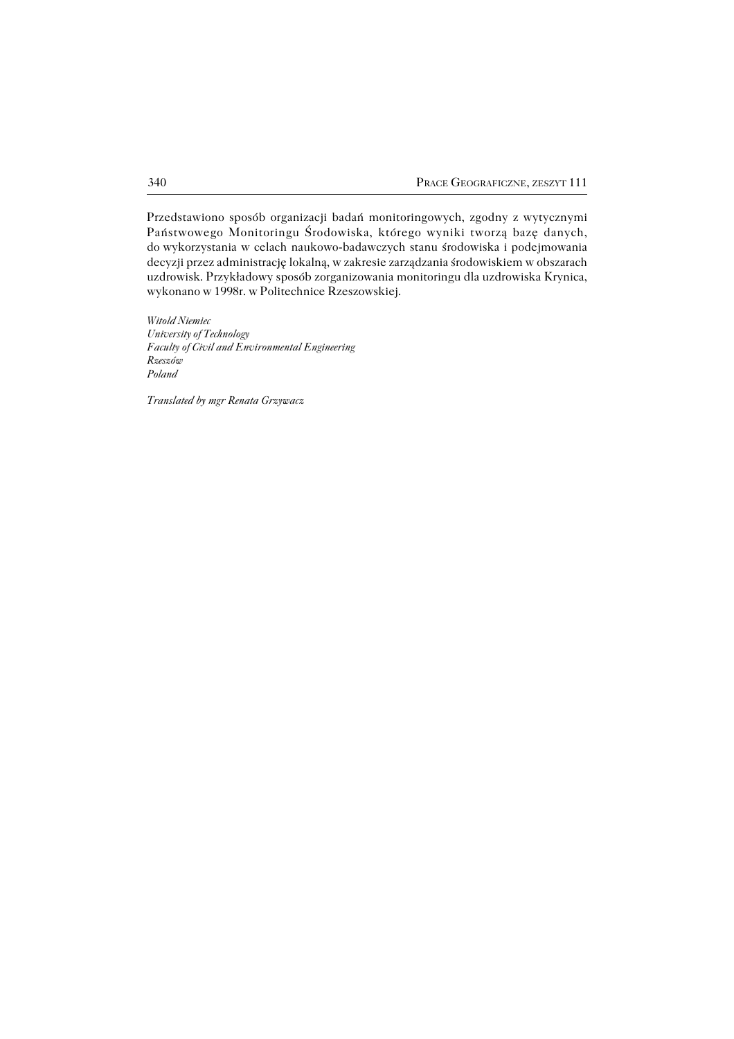Przedstawiono sposób organizacji badań monitoringowych, zgodny z wytycznymi Państwowego Monitoringu Środowiska, którego wyniki tworzą bazę danych, do wykorzystania w celach naukowo-badawczych stanu środowiska i podejmowania decyzji przez administrację lokalną, w zakresie zarządzania środowiskiem w obszarach uzdrowisk. Przykładowy sposób zorganizowania monitoringu dla uzdrowiska Krynica, wykonano w 1998r. w Politechnice Rzeszowskiej.

*Witold Niemiec*
*University of Technology*
*Faculty of Civil and Environmental Engineering*
*Rzeszów*
*Poland*

*Translated by mgr Renata Grzywacz*